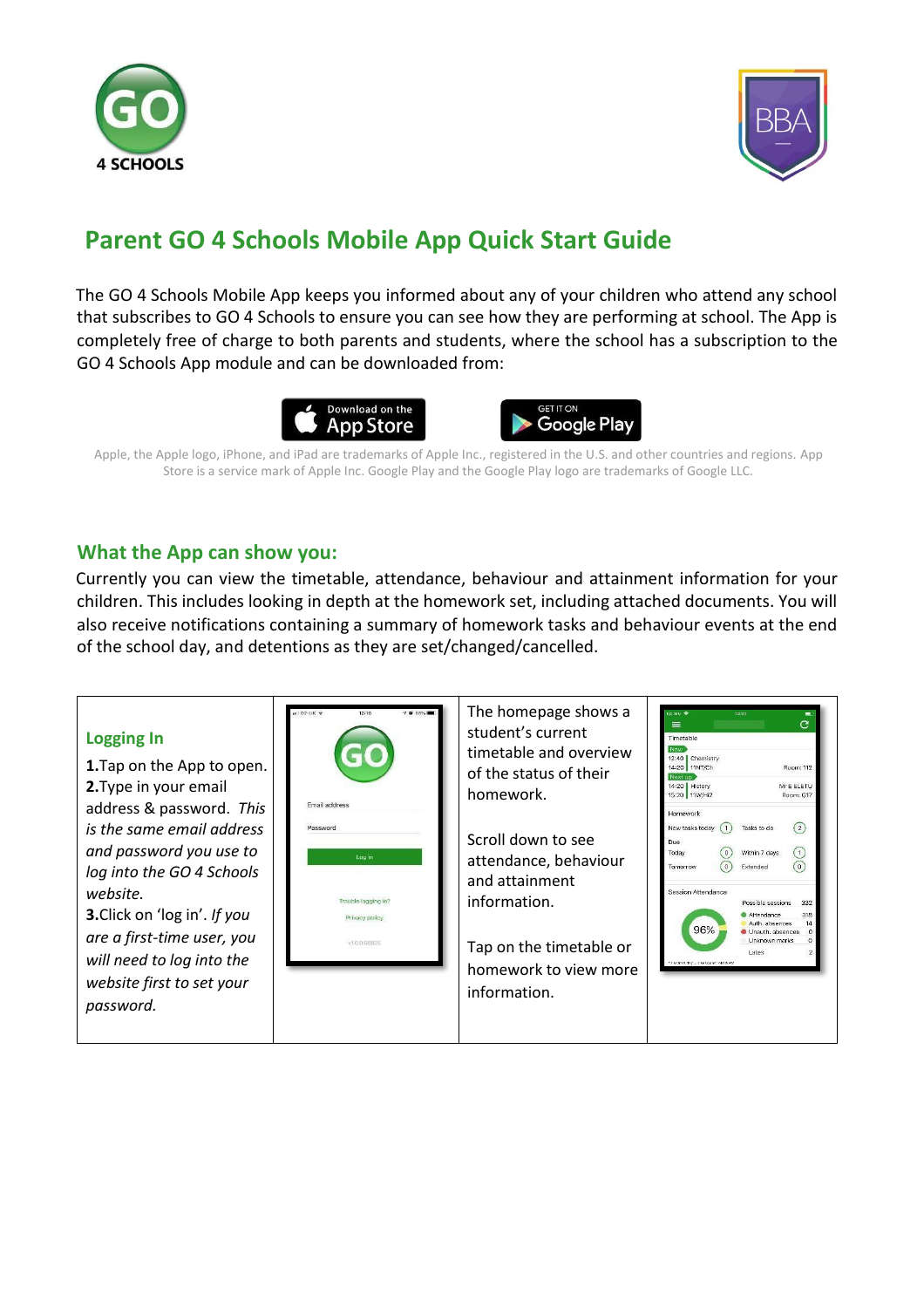# Parent GO 4 Schools Mobile App Quick Start Guide

The GO 4 Schools Mobile App keeps you informed about any of your children who attend any school that subscribes to GO 4 Schools to ensure you can see how they are performing at school. The App is completely free of charge to both parents and students, where the school has a subscription to the GO 4 Schools App module and can be downloaded from:

Apple, the Apple logo, iPhone, and iPad are trademarks of Apple Inc., registered in the U.S. and other countries and regions. App Store is a service mark of Apple Inc. Google Play and the Google Play logo are trademarks of Google LLC.

## What the App can show you:

Currently you can view the timetable, attendance, behaviour and attainment information for your children. This includes looking in depth at the homework set, including attached documents. You will also receive notifications containing a summary of homework tasks and behaviour events at the end of the school day, and detentions as they are set/changed/cancelled.

| | | | |
|---|---|---|---|
| **Logging In**<br>**1.** Tap on the App to open.<br>**2.** Type in your email address & password. *This is the same email address and password you use to log into the GO 4 Schools website.*<br>**3.** Click on 'log in'. *If you are a first-time user, you will need to log into the website first to set your password.* | | The homepage shows a student's current timetable and overview of the status of their homework.<br><br>Scroll down to see attendance, behaviour and attainment information.<br><br>Tap on the timetable or homework to view more information. | |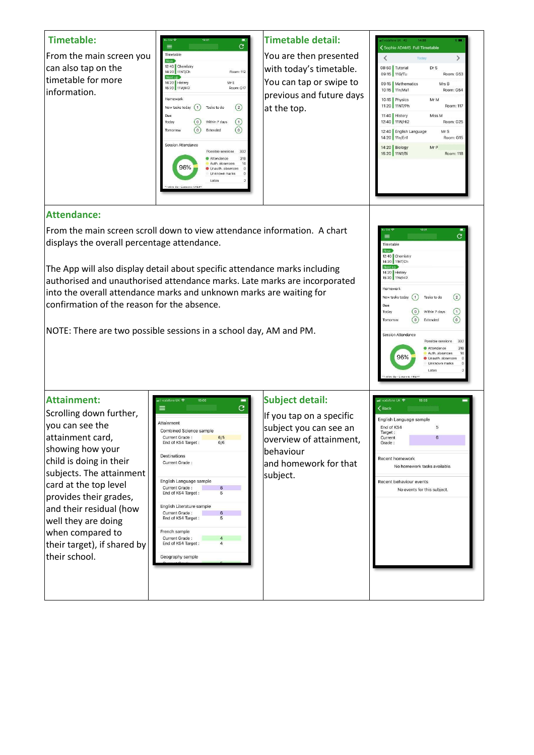## Timetable:

From the main screen you can also tap on the timetable for more information.

## Timetable detail:

You are then presented with today's timetable. You can tap or swipe to previous and future days at the top.

## Attendance:

From the main screen scroll down to view attendance information. A chart displays the overall percentage attendance.

The App will also display detail about specific attendance marks including authorised and unauthorised attendance marks. Late marks are incorporated into the overall attendance marks and unknown marks are waiting for confirmation of the reason for the absence.

NOTE: There are two possible sessions in a school day, AM and PM.

## Attainment:

Scrolling down further, you can see the attainment card, showing how your child is doing in their subjects. The attainment card at the top level provides their grades, and their residual (how well they are doing when compared to their target), if shared by their school.

## Subject detail:

If you tap on a specific subject you can see an overview of attainment, behaviour and homework for that subject.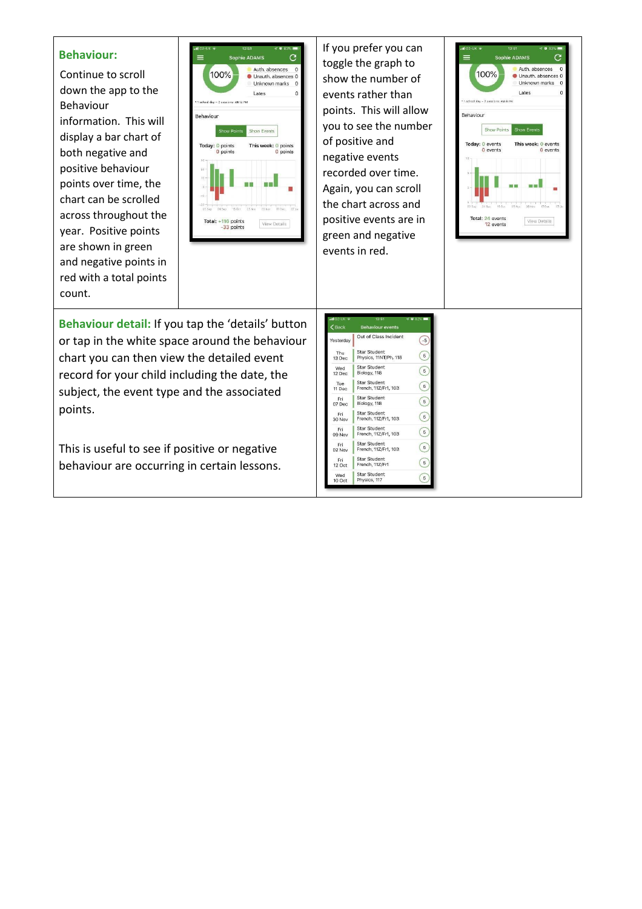**Behaviour:**

Continue to scroll down the app to the Behaviour information. This will display a bar chart of both negative and positive behaviour points over time, the chart can be scrolled across throughout the year. Positive points are shown in green and negative points in red with a total points count.

If you prefer you can toggle the graph to show the number of events rather than points. This will allow you to see the number of positive and negative events recorded over time. Again, you can scroll the chart across and positive events are in green and negative events in red.

**Behaviour detail:** If you tap the 'details' button or tap in the white space around the behaviour chart you can then view the detailed event record for your child including the date, the subject, the event type and the associated points.

This is useful to see if positive or negative behaviour are occurring in certain lessons.